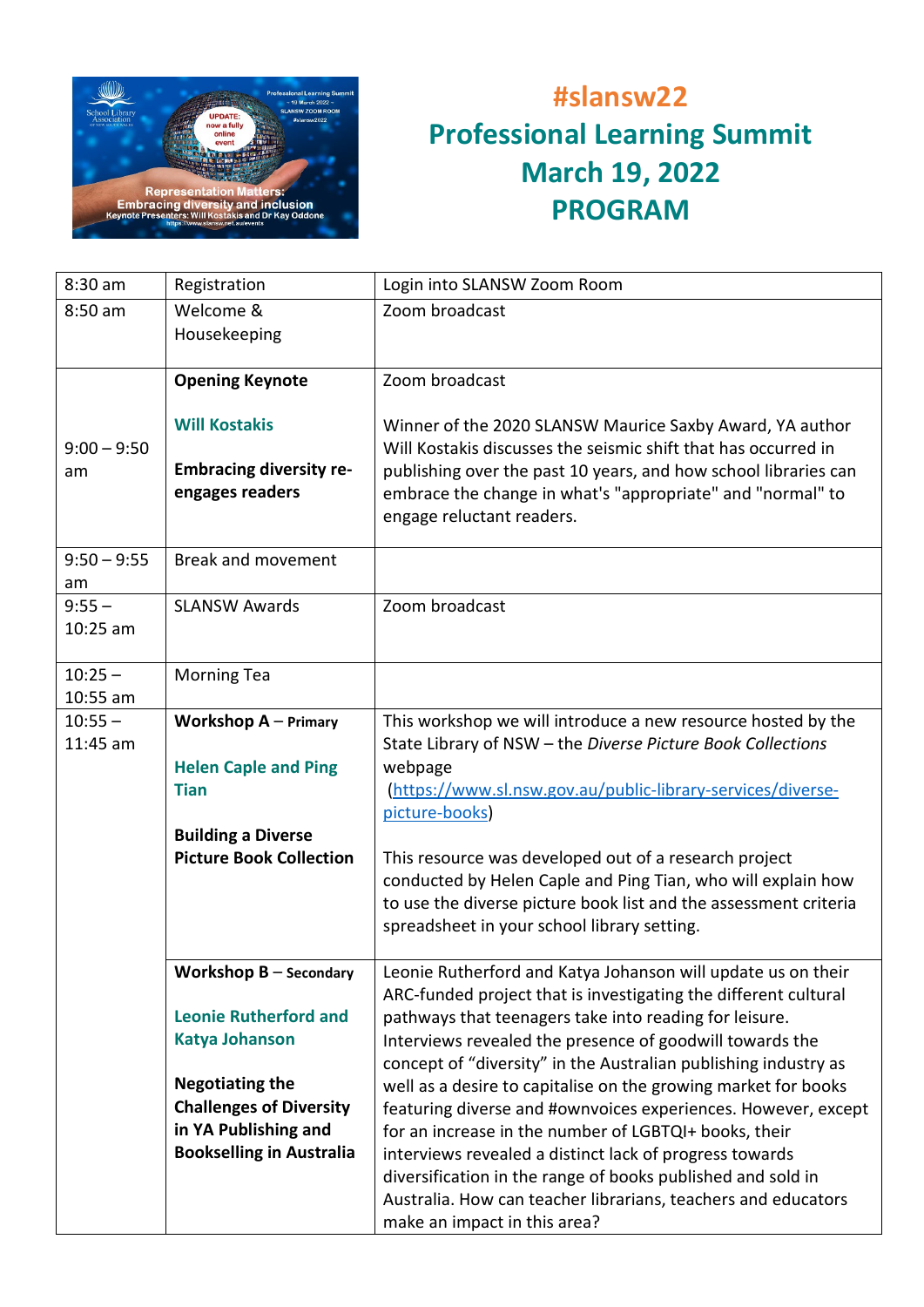# #slansw22
# Professional Learning Summit
# March 19, 2022
# PROGRAM

| | | |
|---|---|---|
| 8:30 am | Registration | Login into SLANSW Zoom Room |
| 8:50 am | Welcome & Housekeeping | Zoom broadcast |
| 9:00 – 9:50 am | **Opening Keynote**<br><br>**Will Kostakis**<br><br>**Embracing diversity re-engages readers** | Zoom broadcast<br><br>Winner of the 2020 SLANSW Maurice Saxby Award, YA author Will Kostakis discusses the seismic shift that has occurred in publishing over the past 10 years, and how school libraries can embrace the change in what's "appropriate" and "normal" to engage reluctant readers. |
| 9:50 – 9:55 am | Break and movement | |
| 9:55 – 10:25 am | SLANSW Awards | Zoom broadcast |
| 10:25 – 10:55 am | Morning Tea | |
| 10:55 – 11:45 am | **Workshop A** – **Primary**<br><br>**Helen Caple and Ping Tian**<br><br>**Building a Diverse Picture Book Collection** | This workshop we will introduce a new resource hosted by the State Library of NSW – the *Diverse Picture Book Collections* webpage (https://www.sl.nsw.gov.au/public-library-services/diverse-picture-books)<br><br>This resource was developed out of a research project conducted by Helen Caple and Ping Tian, who will explain how to use the diverse picture book list and the assessment criteria spreadsheet in your school library setting. |
| | **Workshop B** – **Secondary**<br><br>**Leonie Rutherford and Katya Johanson**<br><br>**Negotiating the Challenges of Diversity in YA Publishing and Bookselling in Australia** | Leonie Rutherford and Katya Johanson will update us on their ARC-funded project that is investigating the different cultural pathways that teenagers take into reading for leisure. Interviews revealed the presence of goodwill towards the concept of "diversity" in the Australian publishing industry as well as a desire to capitalise on the growing market for books featuring diverse and #ownvoices experiences. However, except for an increase in the number of LGBTQI+ books, their interviews revealed a distinct lack of progress towards diversification in the range of books published and sold in Australia. How can teacher librarians, teachers and educators make an impact in this area? |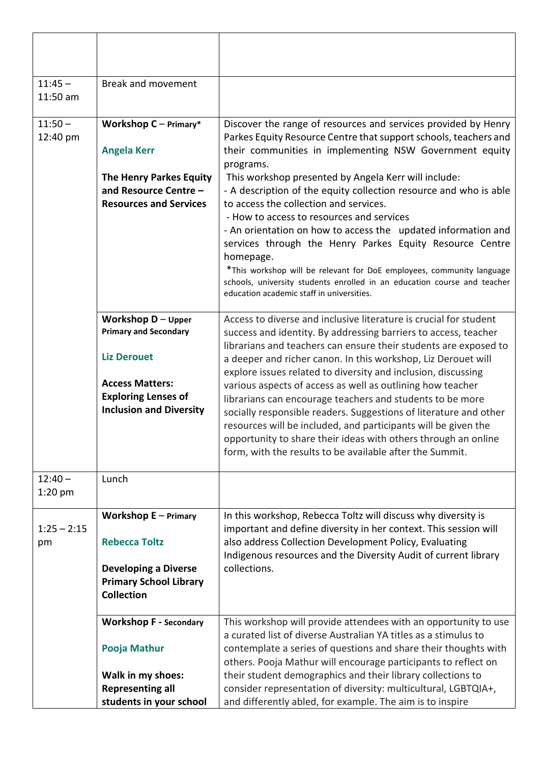| | | |
|---|---|---|
| | | |
| 11:45 – 11:50 am | Break and movement | |
| 11:50 – 12:40 pm | **Workshop C** – **Primary***<br><br>**Angela Kerr**<br><br>**The Henry Parkes Equity and Resource Centre – Resources and Services** | Discover the range of resources and services provided by Henry Parkes Equity Resource Centre that support schools, teachers and their communities in implementing NSW Government equity programs.<br>This workshop presented by Angela Kerr will include:<br>- A description of the equity collection resource and who is able to access the collection and services.<br>- How to access to resources and services<br>- An orientation on how to access the updated information and services through the Henry Parkes Equity Resource Centre homepage.<br>*This workshop will be relevant for DoE employees, community language schools, university students enrolled in an education course and teacher education academic staff in universities. |
| | **Workshop D** – **Upper Primary and Secondary**<br><br>**Liz Derouet**<br><br>**Access Matters: Exploring Lenses of Inclusion and Diversity** | Access to diverse and inclusive literature is crucial for student success and identity. By addressing barriers to access, teacher librarians and teachers can ensure their students are exposed to a deeper and richer canon. In this workshop, Liz Derouet will explore issues related to diversity and inclusion, discussing various aspects of access as well as outlining how teacher librarians can encourage teachers and students to be more socially responsible readers. Suggestions of literature and other resources will be included, and participants will be given the opportunity to share their ideas with others through an online form, with the results to be available after the Summit. |
| 12:40 – 1:20 pm | Lunch | |
| 1:25 – 2:15 pm | **Workshop E** – **Primary**<br><br>**Rebecca Toltz**<br><br>**Developing a Diverse Primary School Library Collection** | In this workshop, Rebecca Toltz will discuss why diversity is important and define diversity in her context. This session will also address Collection Development Policy, Evaluating Indigenous resources and the Diversity Audit of current library collections. |
| | **Workshop F - Secondary**<br><br>**Pooja Mathur**<br><br>**Walk in my shoes: Representing all students in your school** | This workshop will provide attendees with an opportunity to use a curated list of diverse Australian YA titles as a stimulus to contemplate a series of questions and share their thoughts with others. Pooja Mathur will encourage participants to reflect on their student demographics and their library collections to consider representation of diversity: multicultural, LGBTQIA+, and differently abled, for example. The aim is to inspire |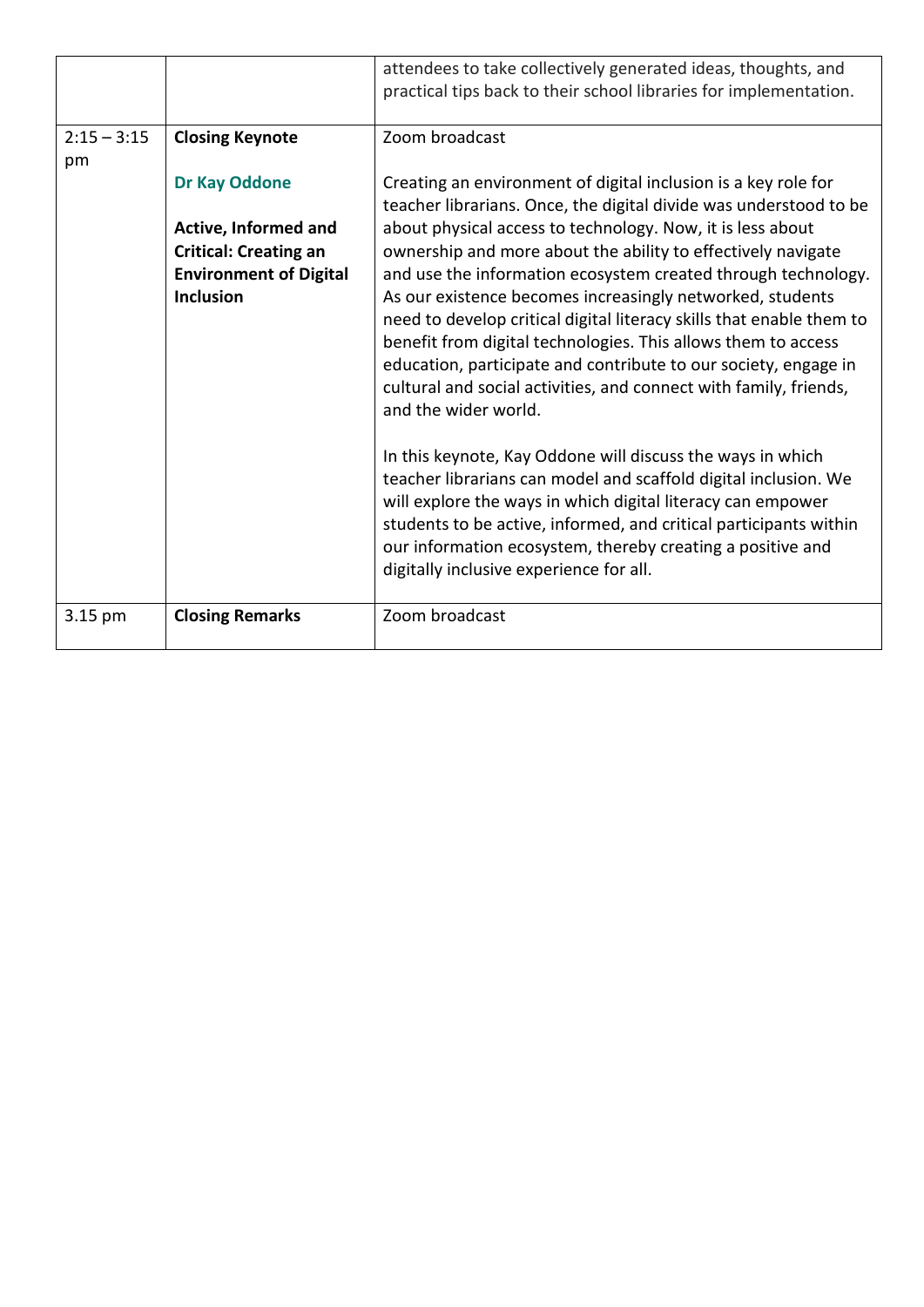| | | |
|---|---|---|
| | | attendees to take collectively generated ideas, thoughts, and practical tips back to their school libraries for implementation. |
| 2:15 – 3:15 pm | **Closing Keynote**<br><br>**Dr Kay Oddone**<br><br>**Active, Informed and Critical: Creating an Environment of Digital Inclusion** | Zoom broadcast<br><br>Creating an environment of digital inclusion is a key role for teacher librarians. Once, the digital divide was understood to be about physical access to technology. Now, it is less about ownership and more about the ability to effectively navigate and use the information ecosystem created through technology. As our existence becomes increasingly networked, students need to develop critical digital literacy skills that enable them to benefit from digital technologies. This allows them to access education, participate and contribute to our society, engage in cultural and social activities, and connect with family, friends, and the wider world.<br><br>In this keynote, Kay Oddone will discuss the ways in which teacher librarians can model and scaffold digital inclusion. We will explore the ways in which digital literacy can empower students to be active, informed, and critical participants within our information ecosystem, thereby creating a positive and digitally inclusive experience for all. |
| 3.15 pm | **Closing Remarks** | Zoom broadcast |